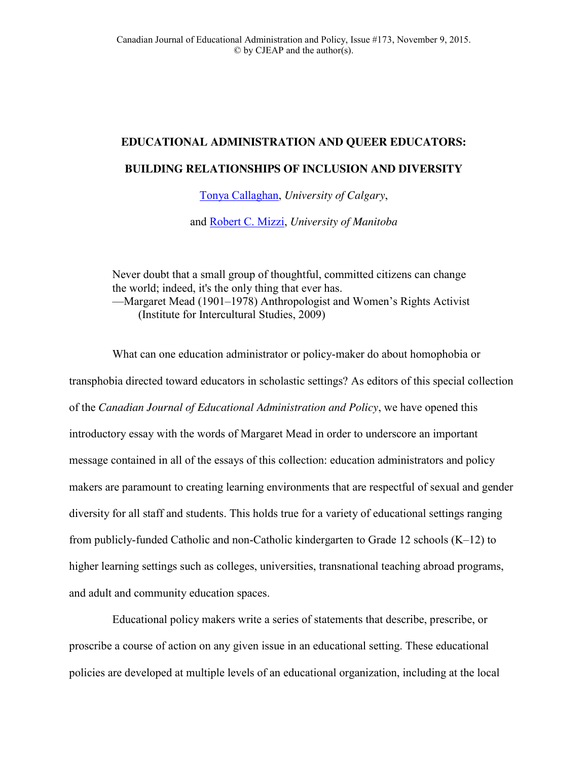# EDUCATIONAL ADMINISTRATION AND QUEER EDUCATORS:

# BUILDING RELATIONSHIPS OF INCLUSION AND DIVERSITY

Tonya Callaghan, *University of Calgary*,

and Robert C. Mizzi, *University of Manitoba*

> Never doubt that a small group of thoughtful, committed citizens can change the world; indeed, it's the only thing that ever has.
> —Margaret Mead (1901–1978) Anthropologist and Women's Rights Activist (Institute for Intercultural Studies, 2009)

What can one education administrator or policy-maker do about homophobia or transphobia directed toward educators in scholastic settings? As editors of this special collection of the *Canadian Journal of Educational Administration and Policy*, we have opened this introductory essay with the words of Margaret Mead in order to underscore an important message contained in all of the essays of this collection: education administrators and policy makers are paramount to creating learning environments that are respectful of sexual and gender diversity for all staff and students. This holds true for a variety of educational settings ranging from publicly-funded Catholic and non-Catholic kindergarten to Grade 12 schools (K–12) to higher learning settings such as colleges, universities, transnational teaching abroad programs, and adult and community education spaces.

Educational policy makers write a series of statements that describe, prescribe, or proscribe a course of action on any given issue in an educational setting. These educational policies are developed at multiple levels of an educational organization, including at the local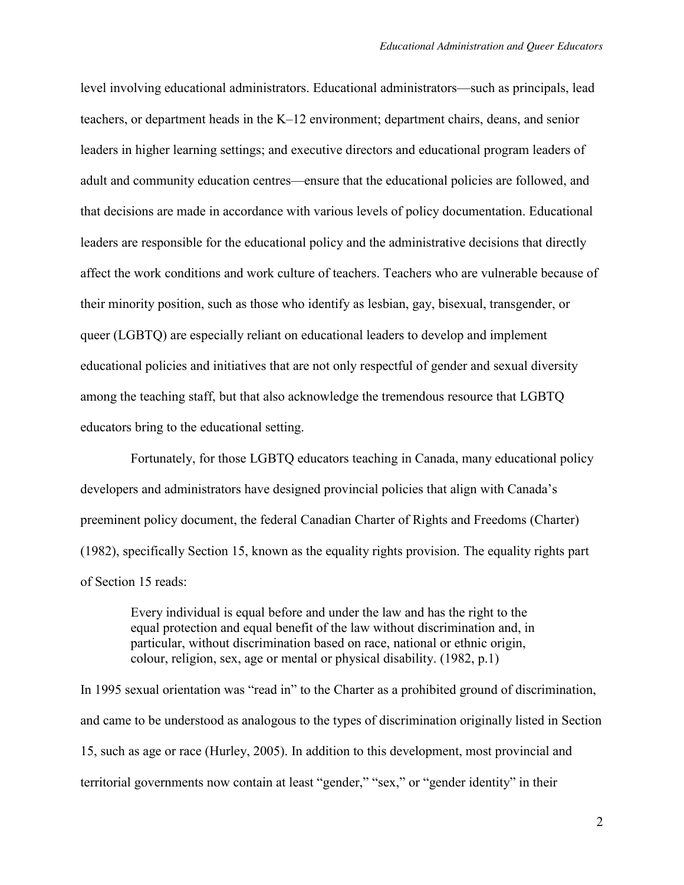level involving educational administrators. Educational administrators—such as principals, lead teachers, or department heads in the K–12 environment; department chairs, deans, and senior leaders in higher learning settings; and executive directors and educational program leaders of adult and community education centres—ensure that the educational policies are followed, and that decisions are made in accordance with various levels of policy documentation. Educational leaders are responsible for the educational policy and the administrative decisions that directly affect the work conditions and work culture of teachers. Teachers who are vulnerable because of their minority position, such as those who identify as lesbian, gay, bisexual, transgender, or queer (LGBTQ) are especially reliant on educational leaders to develop and implement educational policies and initiatives that are not only respectful of gender and sexual diversity among the teaching staff, but that also acknowledge the tremendous resource that LGBTQ educators bring to the educational setting.

Fortunately, for those LGBTQ educators teaching in Canada, many educational policy developers and administrators have designed provincial policies that align with Canada's preeminent policy document, the federal Canadian Charter of Rights and Freedoms (Charter) (1982), specifically Section 15, known as the equality rights provision. The equality rights part of Section 15 reads:

> Every individual is equal before and under the law and has the right to the equal protection and equal benefit of the law without discrimination and, in particular, without discrimination based on race, national or ethnic origin, colour, religion, sex, age or mental or physical disability. (1982, p.1)

In 1995 sexual orientation was "read in" to the Charter as a prohibited ground of discrimination, and came to be understood as analogous to the types of discrimination originally listed in Section 15, such as age or race (Hurley, 2005). In addition to this development, most provincial and territorial governments now contain at least "gender," "sex," or "gender identity" in their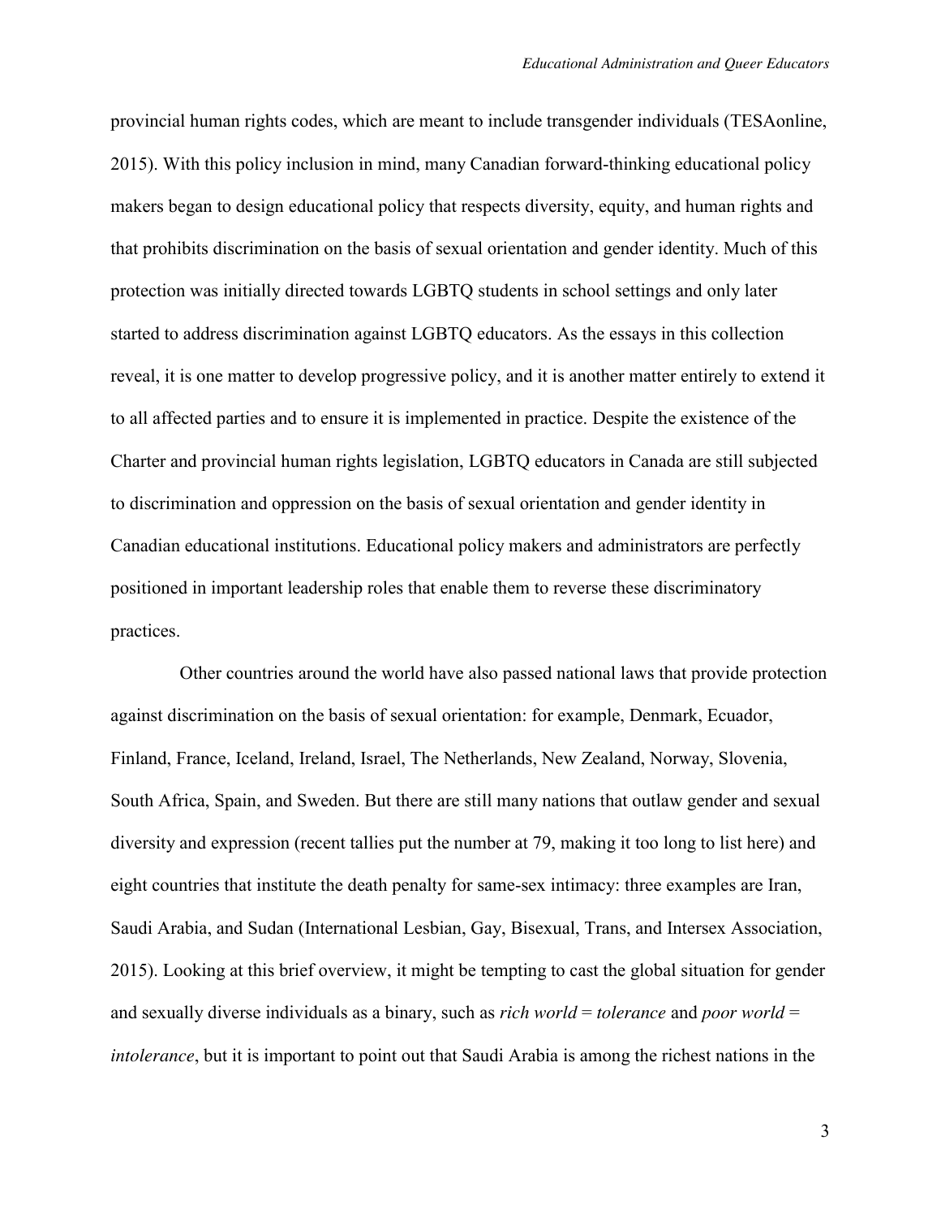provincial human rights codes, which are meant to include transgender individuals (TESAonline, 2015). With this policy inclusion in mind, many Canadian forward-thinking educational policy makers began to design educational policy that respects diversity, equity, and human rights and that prohibits discrimination on the basis of sexual orientation and gender identity. Much of this protection was initially directed towards LGBTQ students in school settings and only later started to address discrimination against LGBTQ educators. As the essays in this collection reveal, it is one matter to develop progressive policy, and it is another matter entirely to extend it to all affected parties and to ensure it is implemented in practice. Despite the existence of the Charter and provincial human rights legislation, LGBTQ educators in Canada are still subjected to discrimination and oppression on the basis of sexual orientation and gender identity in Canadian educational institutions. Educational policy makers and administrators are perfectly positioned in important leadership roles that enable them to reverse these discriminatory practices.

Other countries around the world have also passed national laws that provide protection against discrimination on the basis of sexual orientation: for example, Denmark, Ecuador, Finland, France, Iceland, Ireland, Israel, The Netherlands, New Zealand, Norway, Slovenia, South Africa, Spain, and Sweden. But there are still many nations that outlaw gender and sexual diversity and expression (recent tallies put the number at 79, making it too long to list here) and eight countries that institute the death penalty for same-sex intimacy: three examples are Iran, Saudi Arabia, and Sudan (International Lesbian, Gay, Bisexual, Trans, and Intersex Association, 2015). Looking at this brief overview, it might be tempting to cast the global situation for gender and sexually diverse individuals as a binary, such as *rich world* = *tolerance* and *poor world* = *intolerance*, but it is important to point out that Saudi Arabia is among the richest nations in the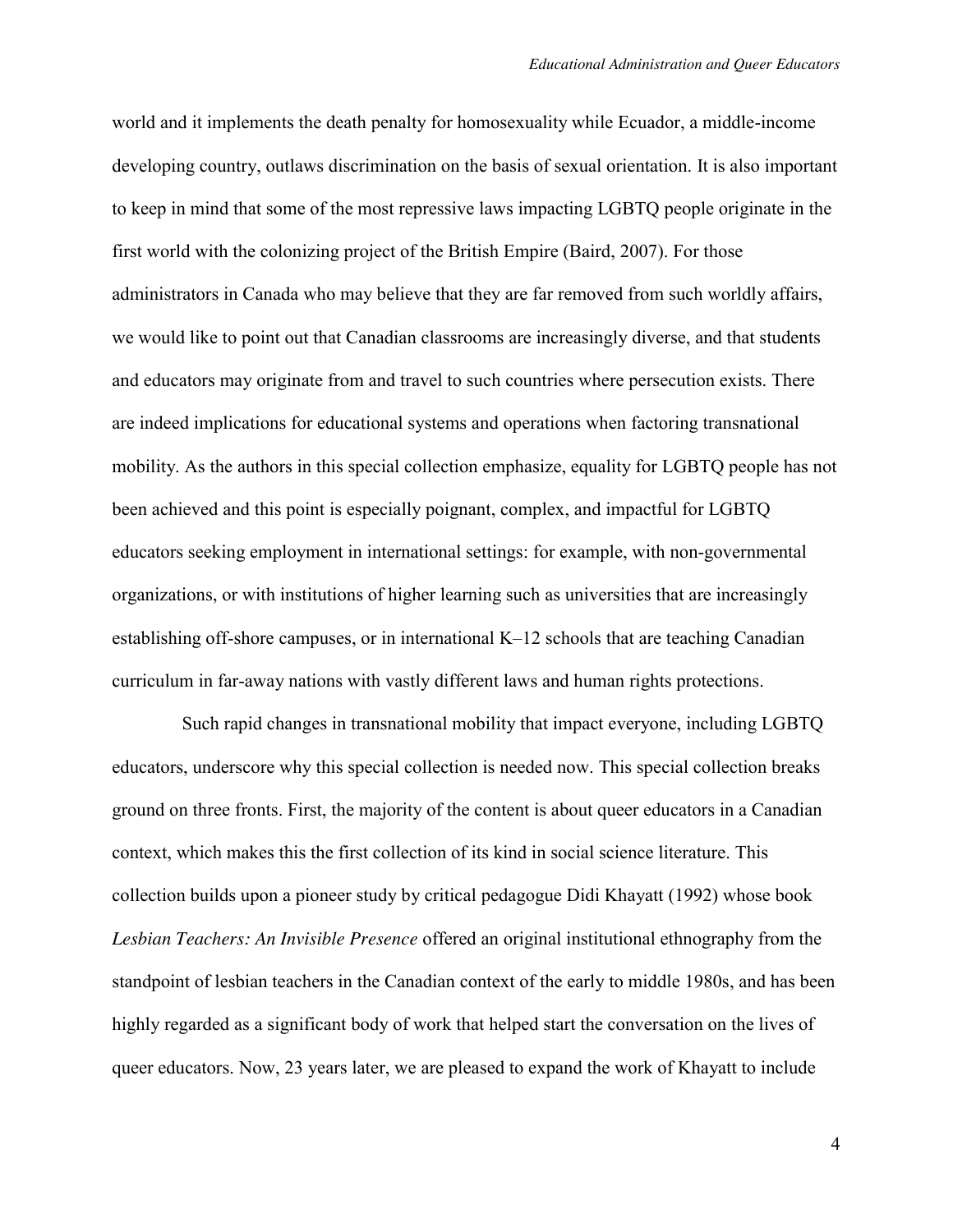world and it implements the death penalty for homosexuality while Ecuador, a middle-income developing country, outlaws discrimination on the basis of sexual orientation. It is also important to keep in mind that some of the most repressive laws impacting LGBTQ people originate in the first world with the colonizing project of the British Empire (Baird, 2007). For those administrators in Canada who may believe that they are far removed from such worldly affairs, we would like to point out that Canadian classrooms are increasingly diverse, and that students and educators may originate from and travel to such countries where persecution exists. There are indeed implications for educational systems and operations when factoring transnational mobility. As the authors in this special collection emphasize, equality for LGBTQ people has not been achieved and this point is especially poignant, complex, and impactful for LGBTQ educators seeking employment in international settings: for example, with non-governmental organizations, or with institutions of higher learning such as universities that are increasingly establishing off-shore campuses, or in international K–12 schools that are teaching Canadian curriculum in far-away nations with vastly different laws and human rights protections.

Such rapid changes in transnational mobility that impact everyone, including LGBTQ educators, underscore why this special collection is needed now. This special collection breaks ground on three fronts. First, the majority of the content is about queer educators in a Canadian context, which makes this the first collection of its kind in social science literature. This collection builds upon a pioneer study by critical pedagogue Didi Khayatt (1992) whose book *Lesbian Teachers: An Invisible Presence* offered an original institutional ethnography from the standpoint of lesbian teachers in the Canadian context of the early to middle 1980s, and has been highly regarded as a significant body of work that helped start the conversation on the lives of queer educators. Now, 23 years later, we are pleased to expand the work of Khayatt to include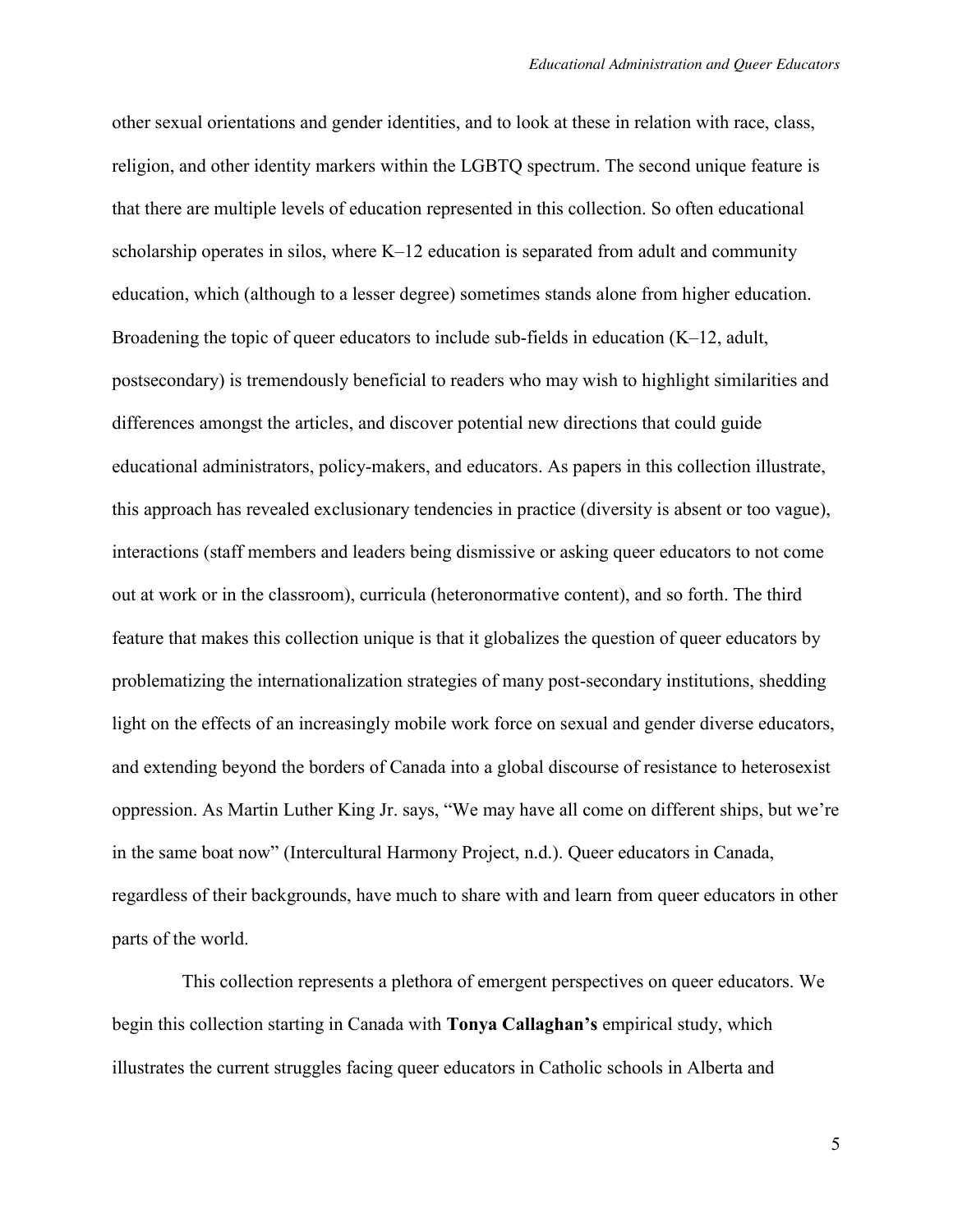other sexual orientations and gender identities, and to look at these in relation with race, class, religion, and other identity markers within the LGBTQ spectrum. The second unique feature is that there are multiple levels of education represented in this collection. So often educational scholarship operates in silos, where K–12 education is separated from adult and community education, which (although to a lesser degree) sometimes stands alone from higher education. Broadening the topic of queer educators to include sub-fields in education (K–12, adult, postsecondary) is tremendously beneficial to readers who may wish to highlight similarities and differences amongst the articles, and discover potential new directions that could guide educational administrators, policy-makers, and educators. As papers in this collection illustrate, this approach has revealed exclusionary tendencies in practice (diversity is absent or too vague), interactions (staff members and leaders being dismissive or asking queer educators to not come out at work or in the classroom), curricula (heteronormative content), and so forth. The third feature that makes this collection unique is that it globalizes the question of queer educators by problematizing the internationalization strategies of many post-secondary institutions, shedding light on the effects of an increasingly mobile work force on sexual and gender diverse educators, and extending beyond the borders of Canada into a global discourse of resistance to heterosexist oppression. As Martin Luther King Jr. says, "We may have all come on different ships, but we're in the same boat now" (Intercultural Harmony Project, n.d.). Queer educators in Canada, regardless of their backgrounds, have much to share with and learn from queer educators in other parts of the world.

This collection represents a plethora of emergent perspectives on queer educators. We begin this collection starting in Canada with **Tonya Callaghan's** empirical study, which illustrates the current struggles facing queer educators in Catholic schools in Alberta and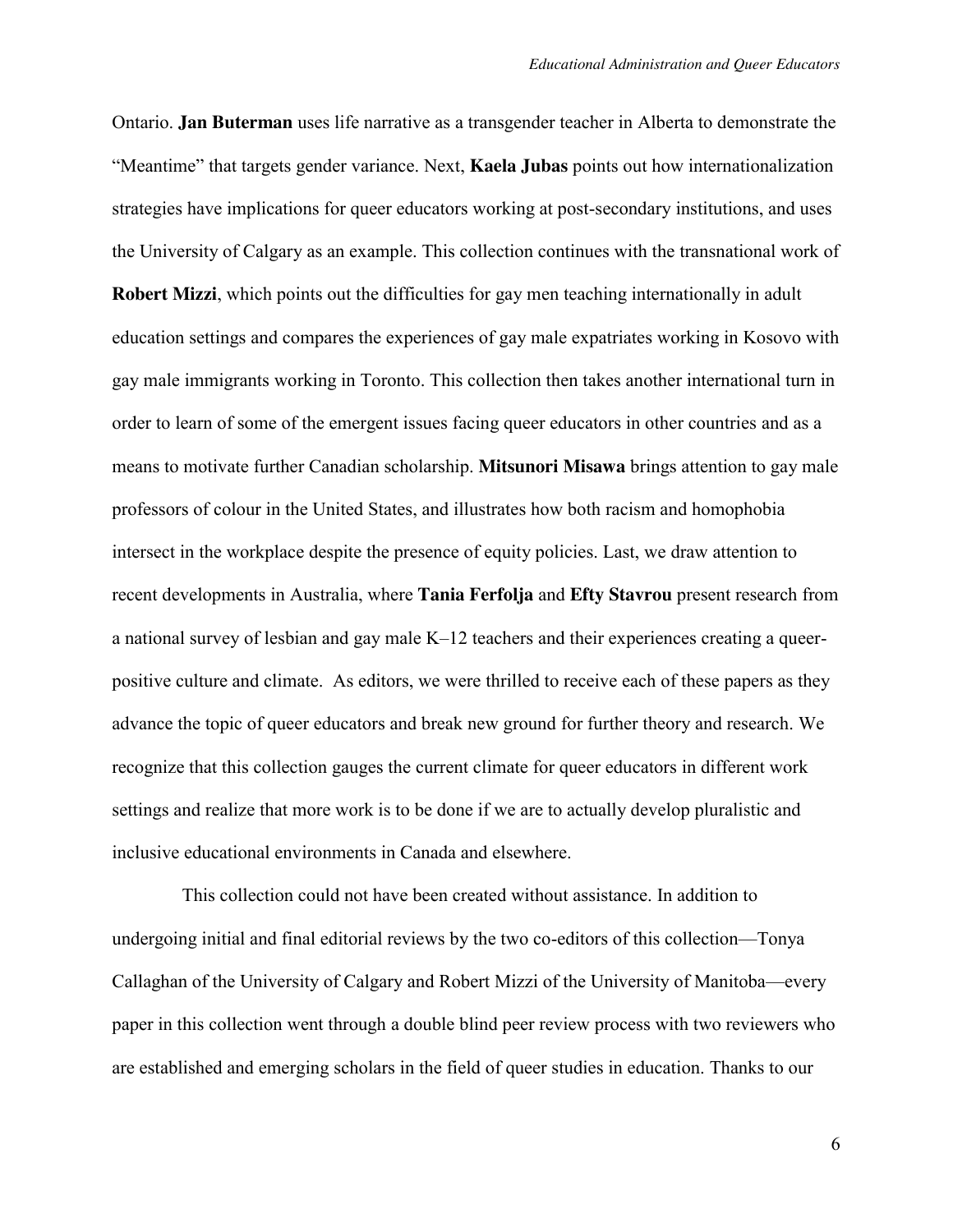Ontario. **Jan Buterman** uses life narrative as a transgender teacher in Alberta to demonstrate the "Meantime" that targets gender variance. Next, **Kaela Jubas** points out how internationalization strategies have implications for queer educators working at post-secondary institutions, and uses the University of Calgary as an example. This collection continues with the transnational work of **Robert Mizzi**, which points out the difficulties for gay men teaching internationally in adult education settings and compares the experiences of gay male expatriates working in Kosovo with gay male immigrants working in Toronto. This collection then takes another international turn in order to learn of some of the emergent issues facing queer educators in other countries and as a means to motivate further Canadian scholarship. **Mitsunori Misawa** brings attention to gay male professors of colour in the United States, and illustrates how both racism and homophobia intersect in the workplace despite the presence of equity policies. Last, we draw attention to recent developments in Australia, where **Tania Ferfolja** and **Efty Stavrou** present research from a national survey of lesbian and gay male K–12 teachers and their experiences creating a queer-positive culture and climate. As editors, we were thrilled to receive each of these papers as they advance the topic of queer educators and break new ground for further theory and research. We recognize that this collection gauges the current climate for queer educators in different work settings and realize that more work is to be done if we are to actually develop pluralistic and inclusive educational environments in Canada and elsewhere.

This collection could not have been created without assistance. In addition to undergoing initial and final editorial reviews by the two co-editors of this collection—Tonya Callaghan of the University of Calgary and Robert Mizzi of the University of Manitoba—every paper in this collection went through a double blind peer review process with two reviewers who are established and emerging scholars in the field of queer studies in education. Thanks to our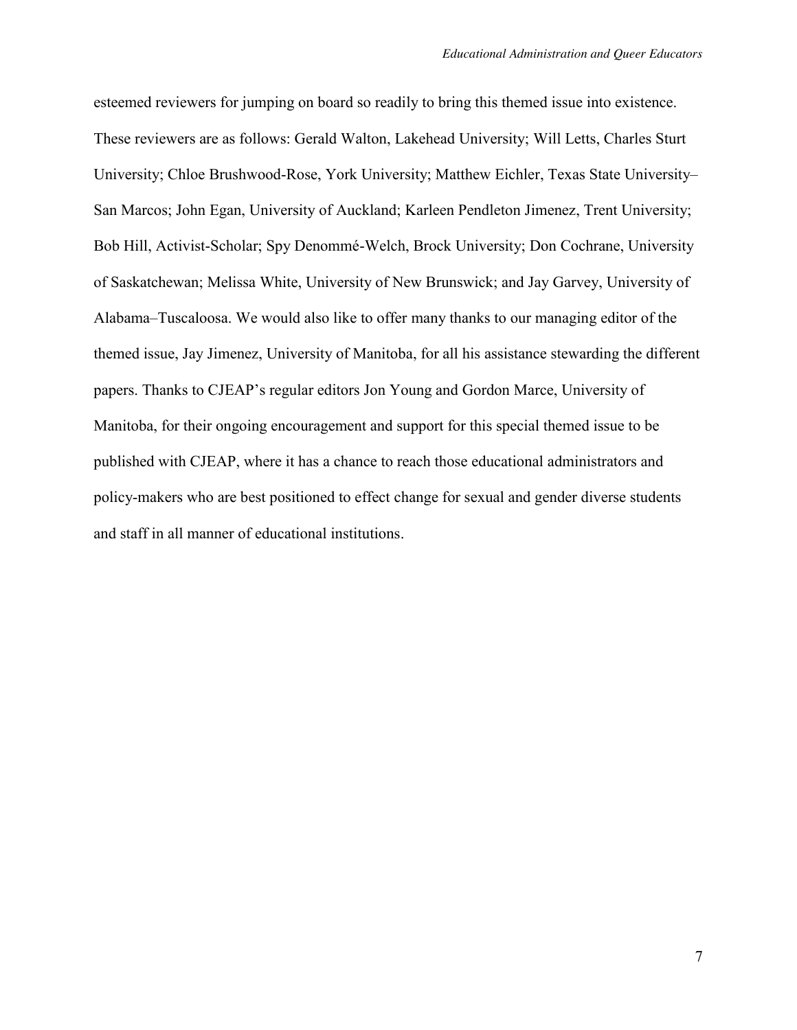esteemed reviewers for jumping on board so readily to bring this themed issue into existence. These reviewers are as follows: Gerald Walton, Lakehead University; Will Letts, Charles Sturt University; Chloe Brushwood-Rose, York University; Matthew Eichler, Texas State University–San Marcos; John Egan, University of Auckland; Karleen Pendleton Jimenez, Trent University; Bob Hill, Activist-Scholar; Spy Denommé-Welch, Brock University; Don Cochrane, University of Saskatchewan; Melissa White, University of New Brunswick; and Jay Garvey, University of Alabama–Tuscaloosa. We would also like to offer many thanks to our managing editor of the themed issue, Jay Jimenez, University of Manitoba, for all his assistance stewarding the different papers. Thanks to CJEAP's regular editors Jon Young and Gordon Marce, University of Manitoba, for their ongoing encouragement and support for this special themed issue to be published with CJEAP, where it has a chance to reach those educational administrators and policy-makers who are best positioned to effect change for sexual and gender diverse students and staff in all manner of educational institutions.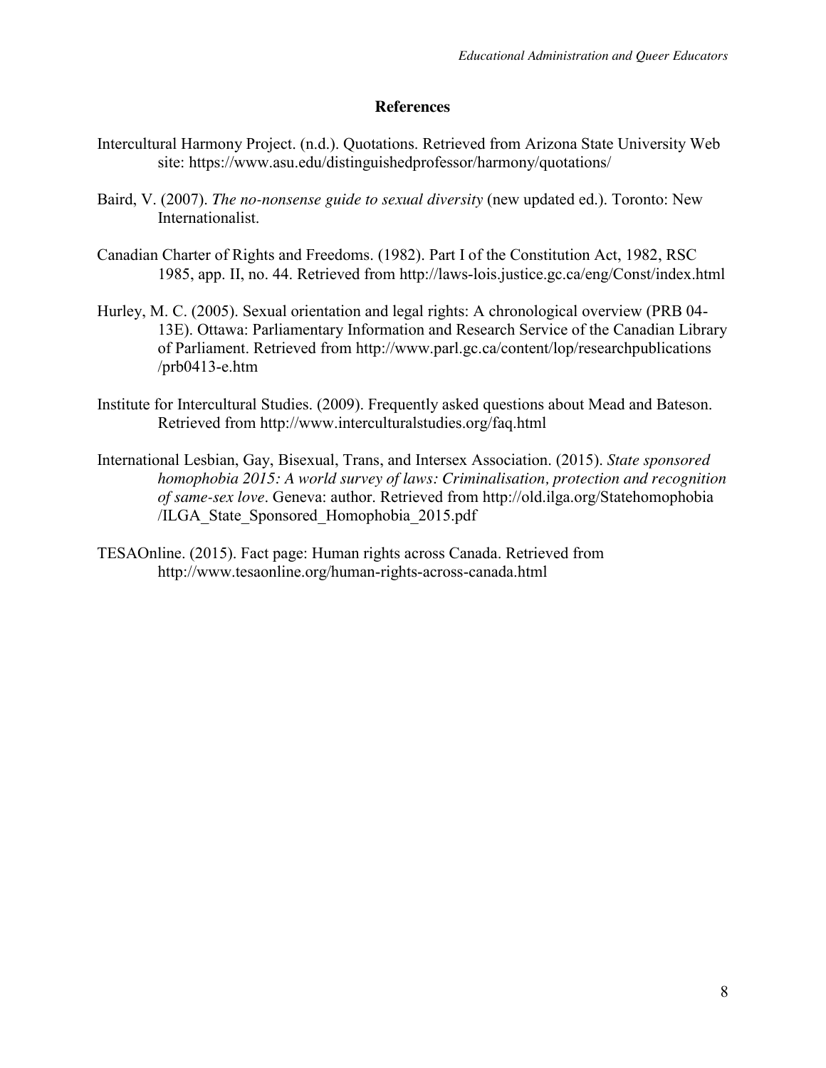## References

Intercultural Harmony Project. (n.d.). Quotations. Retrieved from Arizona State University Web site: https://www.asu.edu/distinguishedprofessor/harmony/quotations/

Baird, V. (2007). *The no-nonsense guide to sexual diversity* (new updated ed.). Toronto: New Internationalist.

Canadian Charter of Rights and Freedoms. (1982). Part I of the Constitution Act, 1982, RSC 1985, app. II, no. 44. Retrieved from http://laws-lois.justice.gc.ca/eng/Const/index.html

Hurley, M. C. (2005). Sexual orientation and legal rights: A chronological overview (PRB 04-13E). Ottawa: Parliamentary Information and Research Service of the Canadian Library of Parliament. Retrieved from http://www.parl.gc.ca/content/lop/researchpublications/prb0413-e.htm

Institute for Intercultural Studies. (2009). Frequently asked questions about Mead and Bateson. Retrieved from http://www.interculturalstudies.org/faq.html

International Lesbian, Gay, Bisexual, Trans, and Intersex Association. (2015). *State sponsored homophobia 2015: A world survey of laws: Criminalisation, protection and recognition of same-sex love*. Geneva: author. Retrieved from http://old.ilga.org/Statehomophobia/ILGA_State_Sponsored_Homophobia_2015.pdf

TESAOnline. (2015). Fact page: Human rights across Canada. Retrieved from http://www.tesaonline.org/human-rights-across-canada.html